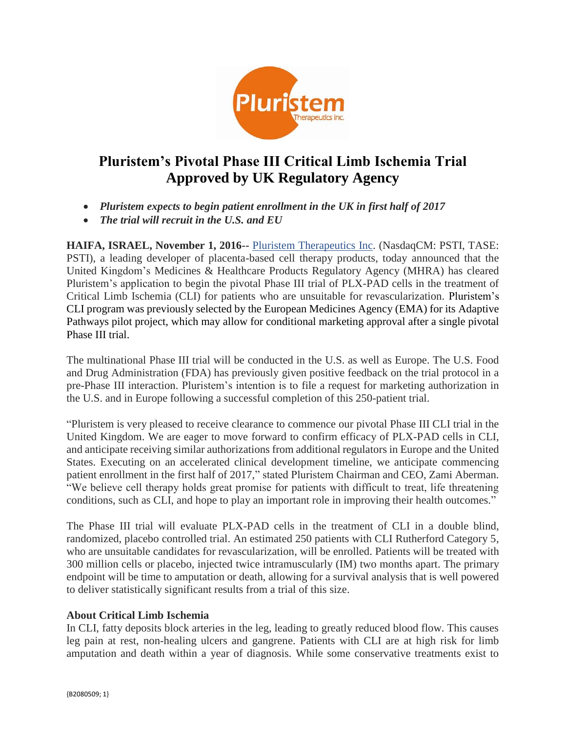# Pluristem's Pivotal Phase III Critical Limb Ischemia Trial Approved by UK Regulatory Agency

- ***Pluristem expects to begin patient enrollment in the UK in first half of 2017***
- ***The trial will recruit in the U.S. and EU***

**HAIFA, ISRAEL, November 1, 2016--** [Pluristem Therapeutics Inc](). (NasdaqCM: PSTI, TASE: PSTI), a leading developer of placenta-based cell therapy products, today announced that the United Kingdom's Medicines & Healthcare Products Regulatory Agency (MHRA) has cleared Pluristem's application to begin the pivotal Phase III trial of PLX-PAD cells in the treatment of Critical Limb Ischemia (CLI) for patients who are unsuitable for revascularization. Pluristem's CLI program was previously selected by the European Medicines Agency (EMA) for its Adaptive Pathways pilot project, which may allow for conditional marketing approval after a single pivotal Phase III trial.

The multinational Phase III trial will be conducted in the U.S. as well as Europe. The U.S. Food and Drug Administration (FDA) has previously given positive feedback on the trial protocol in a pre-Phase III interaction. Pluristem's intention is to file a request for marketing authorization in the U.S. and in Europe following a successful completion of this 250-patient trial.

"Pluristem is very pleased to receive clearance to commence our pivotal Phase III CLI trial in the United Kingdom. We are eager to move forward to confirm efficacy of PLX-PAD cells in CLI, and anticipate receiving similar authorizations from additional regulators in Europe and the United States. Executing on an accelerated clinical development timeline, we anticipate commencing patient enrollment in the first half of 2017," stated Pluristem Chairman and CEO, Zami Aberman. "We believe cell therapy holds great promise for patients with difficult to treat, life threatening conditions, such as CLI, and hope to play an important role in improving their health outcomes."

The Phase III trial will evaluate PLX-PAD cells in the treatment of CLI in a double blind, randomized, placebo controlled trial. An estimated 250 patients with CLI Rutherford Category 5, who are unsuitable candidates for revascularization, will be enrolled. Patients will be treated with 300 million cells or placebo, injected twice intramuscularly (IM) two months apart. The primary endpoint will be time to amputation or death, allowing for a survival analysis that is well powered to deliver statistically significant results from a trial of this size.

**About Critical Limb Ischemia**
In CLI, fatty deposits block arteries in the leg, leading to greatly reduced blood flow. This causes leg pain at rest, non-healing ulcers and gangrene. Patients with CLI are at high risk for limb amputation and death within a year of diagnosis. While some conservative treatments exist to

{B2080509; 1}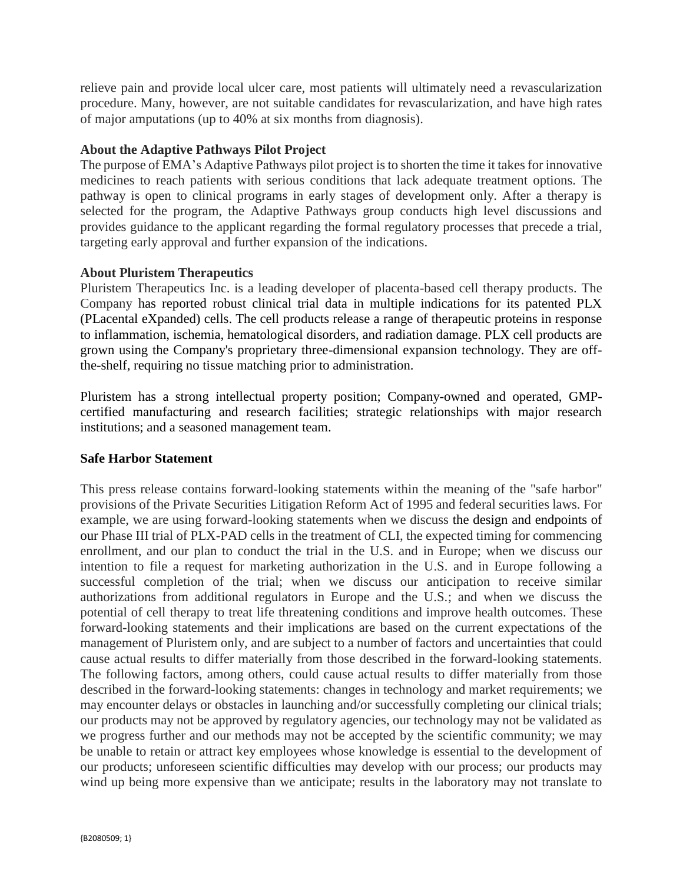relieve pain and provide local ulcer care, most patients will ultimately need a revascularization procedure. Many, however, are not suitable candidates for revascularization, and have high rates of major amputations (up to 40% at six months from diagnosis).

**About the Adaptive Pathways Pilot Project**

The purpose of EMA's Adaptive Pathways pilot project is to shorten the time it takes for innovative medicines to reach patients with serious conditions that lack adequate treatment options. The pathway is open to clinical programs in early stages of development only. After a therapy is selected for the program, the Adaptive Pathways group conducts high level discussions and provides guidance to the applicant regarding the formal regulatory processes that precede a trial, targeting early approval and further expansion of the indications.

**About Pluristem Therapeutics**

Pluristem Therapeutics Inc. is a leading developer of placenta-based cell therapy products. The Company has reported robust clinical trial data in multiple indications for its patented PLX (PLacental eXpanded) cells. The cell products release a range of therapeutic proteins in response to inflammation, ischemia, hematological disorders, and radiation damage. PLX cell products are grown using the Company's proprietary three-dimensional expansion technology. They are off-the-shelf, requiring no tissue matching prior to administration.

Pluristem has a strong intellectual property position; Company-owned and operated, GMP-certified manufacturing and research facilities; strategic relationships with major research institutions; and a seasoned management team.

**Safe Harbor Statement**

This press release contains forward-looking statements within the meaning of the "safe harbor" provisions of the Private Securities Litigation Reform Act of 1995 and federal securities laws. For example, we are using forward-looking statements when we discuss the design and endpoints of our Phase III trial of PLX-PAD cells in the treatment of CLI, the expected timing for commencing enrollment, and our plan to conduct the trial in the U.S. and in Europe; when we discuss our intention to file a request for marketing authorization in the U.S. and in Europe following a successful completion of the trial; when we discuss our anticipation to receive similar authorizations from additional regulators in Europe and the U.S.; and when we discuss the potential of cell therapy to treat life threatening conditions and improve health outcomes. These forward-looking statements and their implications are based on the current expectations of the management of Pluristem only, and are subject to a number of factors and uncertainties that could cause actual results to differ materially from those described in the forward-looking statements. The following factors, among others, could cause actual results to differ materially from those described in the forward-looking statements: changes in technology and market requirements; we may encounter delays or obstacles in launching and/or successfully completing our clinical trials; our products may not be approved by regulatory agencies, our technology may not be validated as we progress further and our methods may not be accepted by the scientific community; we may be unable to retain or attract key employees whose knowledge is essential to the development of our products; unforeseen scientific difficulties may develop with our process; our products may wind up being more expensive than we anticipate; results in the laboratory may not translate to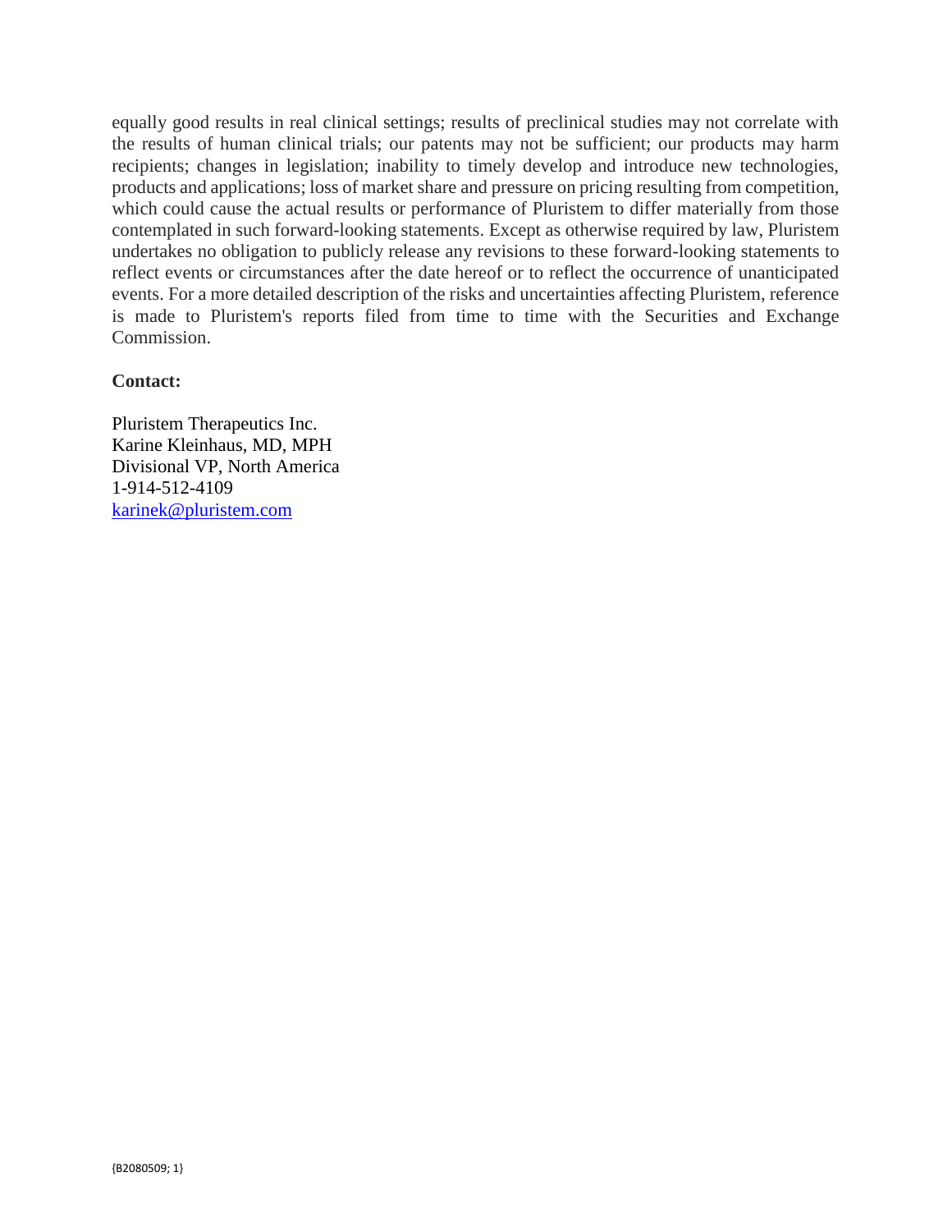equally good results in real clinical settings; results of preclinical studies may not correlate with the results of human clinical trials; our patents may not be sufficient; our products may harm recipients; changes in legislation; inability to timely develop and introduce new technologies, products and applications; loss of market share and pressure on pricing resulting from competition, which could cause the actual results or performance of Pluristem to differ materially from those contemplated in such forward-looking statements. Except as otherwise required by law, Pluristem undertakes no obligation to publicly release any revisions to these forward-looking statements to reflect events or circumstances after the date hereof or to reflect the occurrence of unanticipated events. For a more detailed description of the risks and uncertainties affecting Pluristem, reference is made to Pluristem's reports filed from time to time with the Securities and Exchange Commission.

**Contact:**

Pluristem Therapeutics Inc.
Karine Kleinhaus, MD, MPH
Divisional VP, North America
1-914-512-4109
karinek@pluristem.com

{B2080509; 1}